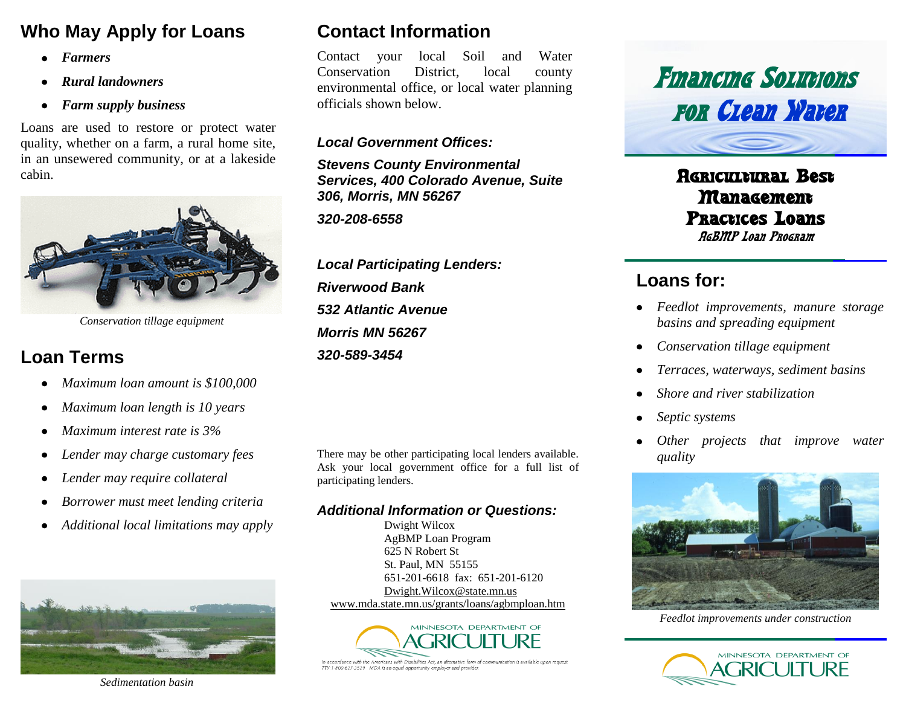## Who May Apply for Loans

- *Farmers*
- *Rural landowners*
- *Farm supply business*

Loans are used to restore or protect water quality, whether on a farm, a rural home site, in an unsewered community, or at a lakeside cabin.

*Conservation tillage equipment*

## Loan Terms

- *Maximum loan amount is $100,000*
- *Maximum loan length is 10 years*
- *Maximum interest rate is 3%*
- *Lender may charge customary fees*
- *Lender may require collateral*
- *Borrower must meet lending criteria*
- *Additional local limitations may apply*

*Sedimentation basin*

## Contact Information

Contact your local Soil and Water Conservation District, local county environmental office, or local water planning officials shown below.

***Local Government Offices:***

***Stevens County Environmental Services, 400 Colorado Avenue, Suite 306, Morris, MN 56267***

***320-208-6558***

***Local Participating Lenders:***

***Riverwood Bank***

***532 Atlantic Avenue***

***Morris MN 56267***

***320-589-3454***

There may be other participating local lenders available. Ask your local government office for a full list of participating lenders.

***Additional Information or Questions:***

Dwight Wilcox
AgBMP Loan Program
625 N Robert St
St. Paul, MN 55155
651-201-6618 fax: 651-201-6120
Dwight.Wilcox@state.mn.us
www.mda.state.mn.us/grants/loans/agbmploan.htm

MINNESOTA DEPARTMENT OF AGRICULTURE

In accordance with the Americans with Disabilities Act, an alternative form of communication is available upon request TTY 1-800-627-3529 MDA is an equal opportunity employer and provider

# Financing Solutions for Clean Water

## Agricultural Best Management Practices Loans

*AgBMP Loan Program*

## Loans for:

- *Feedlot improvements, manure storage basins and spreading equipment*
- *Conservation tillage equipment*
- *Terraces, waterways, sediment basins*
- *Shore and river stabilization*
- *Septic systems*
- *Other projects that improve water quality*

*Feedlot improvements under construction*

MINNESOTA DEPARTMENT OF AGRICULTURE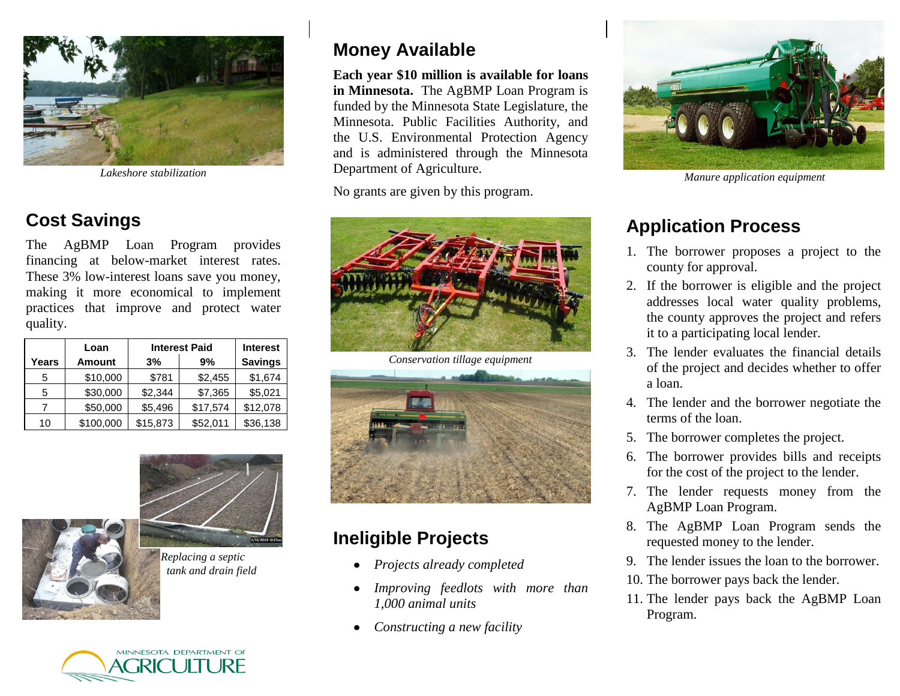Lakeshore stabilization

## Cost Savings

The AgBMP Loan Program provides financing at below-market interest rates. These 3% low-interest loans save you money, making it more economical to implement practices that improve and protect water quality.

| Years | Loan Amount | Interest Paid 3% | Interest Paid 9% | Interest Savings |
|---|---|---|---|---|
| 5 | $10,000 | $781 | $2,455 | $1,674 |
| 5 | $30,000 | $2,344 | $7,365 | $5,021 |
| 7 | $50,000 | $5,496 | $17,574 | $12,078 |
| 10 | $100,000 | $15,873 | $52,011 | $36,138 |

*Replacing a septic tank and drain field*

## Money Available

**Each year $10 million is available for loans in Minnesota.** The AgBMP Loan Program is funded by the Minnesota State Legislature, the Minnesota. Public Facilities Authority, and the U.S. Environmental Protection Agency and is administered through the Minnesota Department of Agriculture.

No grants are given by this program.

*Conservation tillage equipment*

## Ineligible Projects

- *Projects already completed*
- *Improving feedlots with more than 1,000 animal units*
- *Constructing a new facility*

*Manure application equipment*

## Application Process

1. The borrower proposes a project to the county for approval.
2. If the borrower is eligible and the project addresses local water quality problems, the county approves the project and refers it to a participating local lender.
3. The lender evaluates the financial details of the project and decides whether to offer a loan.
4. The lender and the borrower negotiate the terms of the loan.
5. The borrower completes the project.
6. The borrower provides bills and receipts for the cost of the project to the lender.
7. The lender requests money from the AgBMP Loan Program.
8. The AgBMP Loan Program sends the requested money to the lender.
9. The lender issues the loan to the borrower.
10. The borrower pays back the lender.
11. The lender pays back the AgBMP Loan Program.

MINNESOTA DEPARTMENT OF AGRICULTURE